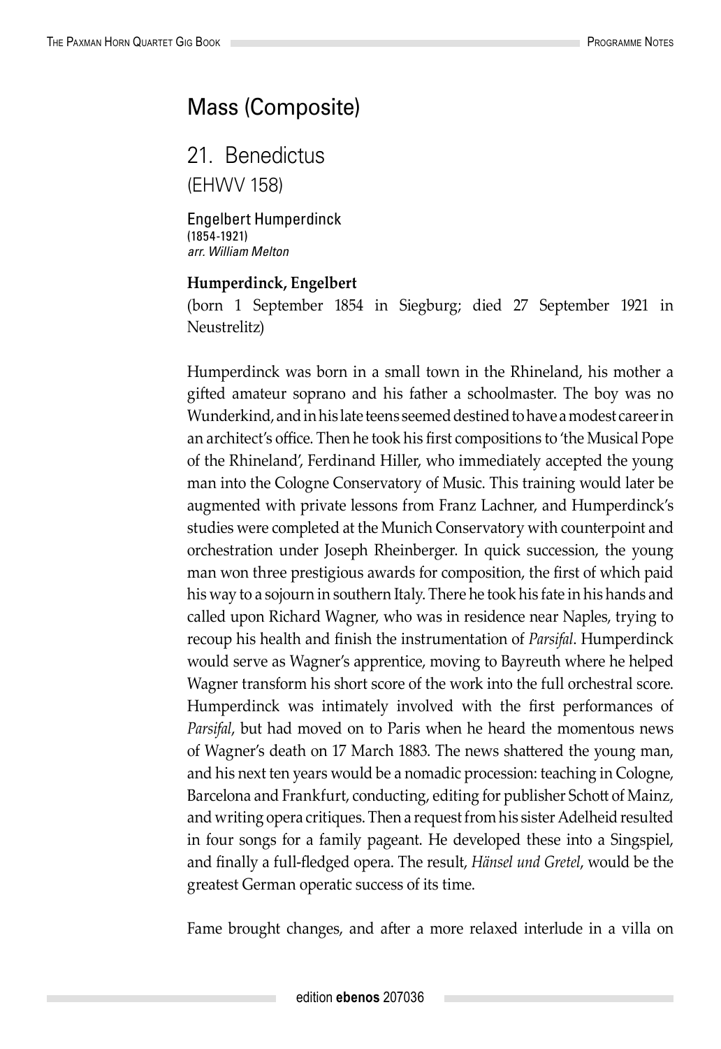# Mass (Composite)

## 21. Benedictus

(EHWV 158)

Engelbert Humperdinck
(1854-1921)
*arr. William Melton*

**Humperdinck, Engelbert**

(born 1 September 1854 in Siegburg; died 27 September 1921 in Neustrelitz)

Humperdinck was born in a small town in the Rhineland, his mother a gifted amateur soprano and his father a schoolmaster. The boy was no Wunderkind, and in his late teens seemed destined to have a modest career in an architect's office. Then he took his first compositions to 'the Musical Pope of the Rhineland', Ferdinand Hiller, who immediately accepted the young man into the Cologne Conservatory of Music. This training would later be augmented with private lessons from Franz Lachner, and Humperdinck's studies were completed at the Munich Conservatory with counterpoint and orchestration under Joseph Rheinberger. In quick succession, the young man won three prestigious awards for composition, the first of which paid his way to a sojourn in southern Italy. There he took his fate in his hands and called upon Richard Wagner, who was in residence near Naples, trying to recoup his health and finish the instrumentation of *Parsifal*. Humperdinck would serve as Wagner's apprentice, moving to Bayreuth where he helped Wagner transform his short score of the work into the full orchestral score. Humperdinck was intimately involved with the first performances of *Parsifal*, but had moved on to Paris when he heard the momentous news of Wagner's death on 17 March 1883. The news shattered the young man, and his next ten years would be a nomadic procession: teaching in Cologne, Barcelona and Frankfurt, conducting, editing for publisher Schott of Mainz, and writing opera critiques. Then a request from his sister Adelheid resulted in four songs for a family pageant. He developed these into a Singspiel, and finally a full-fledged opera. The result, *Hänsel und Gretel*, would be the greatest German operatic success of its time.

Fame brought changes, and after a more relaxed interlude in a villa on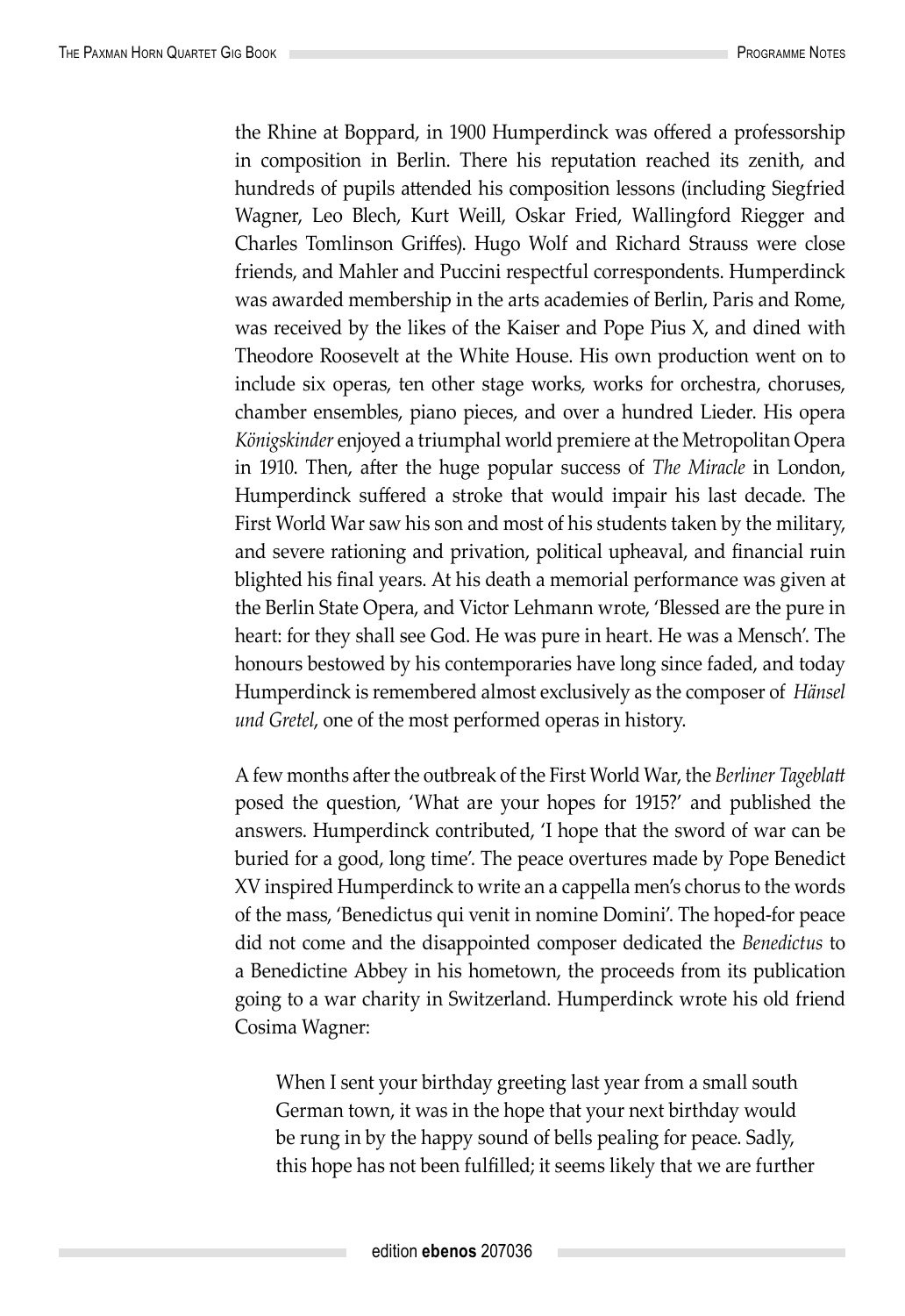the Rhine at Boppard, in 1900 Humperdinck was offered a professorship in composition in Berlin. There his reputation reached its zenith, and hundreds of pupils attended his composition lessons (including Siegfried Wagner, Leo Blech, Kurt Weill, Oskar Fried, Wallingford Riegger and Charles Tomlinson Griffes). Hugo Wolf and Richard Strauss were close friends, and Mahler and Puccini respectful correspondents. Humperdinck was awarded membership in the arts academies of Berlin, Paris and Rome, was received by the likes of the Kaiser and Pope Pius X, and dined with Theodore Roosevelt at the White House. His own production went on to include six operas, ten other stage works, works for orchestra, choruses, chamber ensembles, piano pieces, and over a hundred Lieder. His opera *Königskinder* enjoyed a triumphal world premiere at the Metropolitan Opera in 1910. Then, after the huge popular success of *The Miracle* in London, Humperdinck suffered a stroke that would impair his last decade. The First World War saw his son and most of his students taken by the military, and severe rationing and privation, political upheaval, and financial ruin blighted his final years. At his death a memorial performance was given at the Berlin State Opera, and Victor Lehmann wrote, 'Blessed are the pure in heart: for they shall see God. He was pure in heart. He was a Mensch'. The honours bestowed by his contemporaries have long since faded, and today Humperdinck is remembered almost exclusively as the composer of *Hänsel und Gretel*, one of the most performed operas in history.

A few months after the outbreak of the First World War, the *Berliner Tageblatt* posed the question, 'What are your hopes for 1915?' and published the answers. Humperdinck contributed, 'I hope that the sword of war can be buried for a good, long time'. The peace overtures made by Pope Benedict XV inspired Humperdinck to write an a cappella men's chorus to the words of the mass, 'Benedictus qui venit in nomine Domini'. The hoped-for peace did not come and the disappointed composer dedicated the *Benedictus* to a Benedictine Abbey in his hometown, the proceeds from its publication going to a war charity in Switzerland. Humperdinck wrote his old friend Cosima Wagner:

> When I sent your birthday greeting last year from a small south German town, it was in the hope that your next birthday would be rung in by the happy sound of bells pealing for peace. Sadly, this hope has not been fulfilled; it seems likely that we are further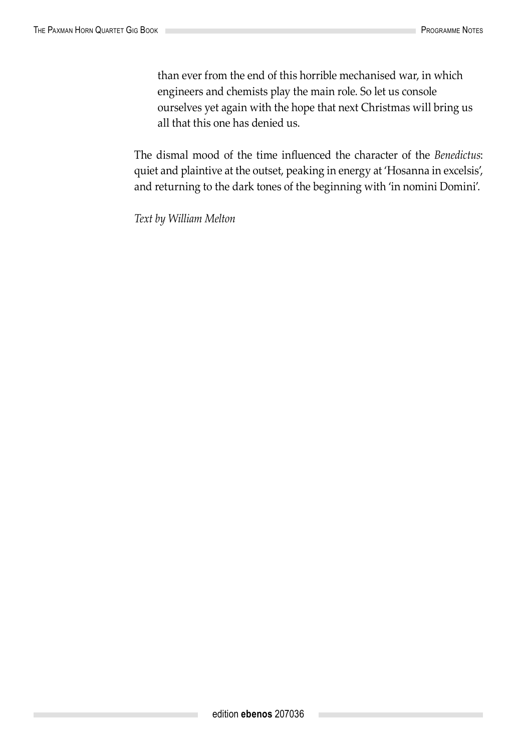> than ever from the end of this horrible mechanised war, in which engineers and chemists play the main role. So let us console ourselves yet again with the hope that next Christmas will bring us all that this one has denied us.

The dismal mood of the time influenced the character of the *Benedictus*: quiet and plaintive at the outset, peaking in energy at 'Hosanna in excelsis', and returning to the dark tones of the beginning with 'in nomini Domini'.

*Text by William Melton*